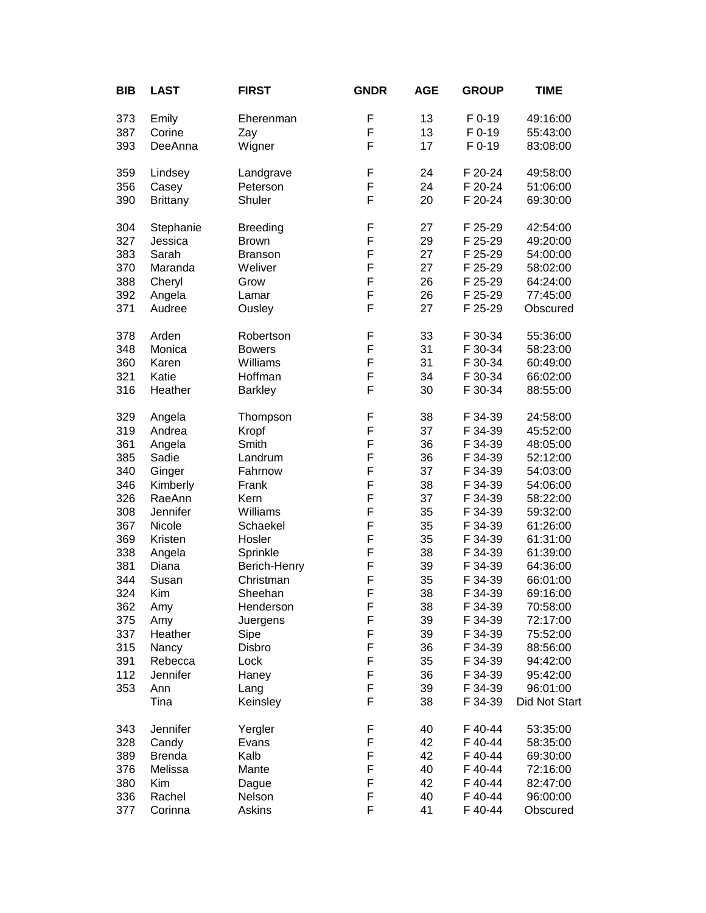| BIB | LAST | FIRST | GNDR | AGE | GROUP | TIME |
|---|---|---|---|---|---|---|
| 373 | Emily | Eherenman | F | 13 | F 0-19 | 49:16:00 |
| 387 | Corine | Zay | F | 13 | F 0-19 | 55:43:00 |
| 393 | DeeAnna | Wigner | F | 17 | F 0-19 | 83:08:00 |
| 359 | Lindsey | Landgrave | F | 24 | F 20-24 | 49:58:00 |
| 356 | Casey | Peterson | F | 24 | F 20-24 | 51:06:00 |
| 390 | Brittany | Shuler | F | 20 | F 20-24 | 69:30:00 |
| 304 | Stephanie | Breeding | F | 27 | F 25-29 | 42:54:00 |
| 327 | Jessica | Brown | F | 29 | F 25-29 | 49:20:00 |
| 383 | Sarah | Branson | F | 27 | F 25-29 | 54:00:00 |
| 370 | Maranda | Weliver | F | 27 | F 25-29 | 58:02:00 |
| 388 | Cheryl | Grow | F | 26 | F 25-29 | 64:24:00 |
| 392 | Angela | Lamar | F | 26 | F 25-29 | 77:45:00 |
| 371 | Audree | Ousley | F | 27 | F 25-29 | Obscured |
| 378 | Arden | Robertson | F | 33 | F 30-34 | 55:36:00 |
| 348 | Monica | Bowers | F | 31 | F 30-34 | 58:23:00 |
| 360 | Karen | Williams | F | 31 | F 30-34 | 60:49:00 |
| 321 | Katie | Hoffman | F | 34 | F 30-34 | 66:02:00 |
| 316 | Heather | Barkley | F | 30 | F 30-34 | 88:55:00 |
| 329 | Angela | Thompson | F | 38 | F 34-39 | 24:58:00 |
| 319 | Andrea | Kropf | F | 37 | F 34-39 | 45:52:00 |
| 361 | Angela | Smith | F | 36 | F 34-39 | 48:05:00 |
| 385 | Sadie | Landrum | F | 36 | F 34-39 | 52:12:00 |
| 340 | Ginger | Fahrnow | F | 37 | F 34-39 | 54:03:00 |
| 346 | Kimberly | Frank | F | 38 | F 34-39 | 54:06:00 |
| 326 | RaeAnn | Kern | F | 37 | F 34-39 | 58:22:00 |
| 308 | Jennifer | Williams | F | 35 | F 34-39 | 59:32:00 |
| 367 | Nicole | Schaekel | F | 35 | F 34-39 | 61:26:00 |
| 369 | Kristen | Hosler | F | 35 | F 34-39 | 61:31:00 |
| 338 | Angela | Sprinkle | F | 38 | F 34-39 | 61:39:00 |
| 381 | Diana | Berich-Henry | F | 39 | F 34-39 | 64:36:00 |
| 344 | Susan | Christman | F | 35 | F 34-39 | 66:01:00 |
| 324 | Kim | Sheehan | F | 38 | F 34-39 | 69:16:00 |
| 362 | Amy | Henderson | F | 38 | F 34-39 | 70:58:00 |
| 375 | Amy | Juergens | F | 39 | F 34-39 | 72:17:00 |
| 337 | Heather | Sipe | F | 39 | F 34-39 | 75:52:00 |
| 315 | Nancy | Disbro | F | 36 | F 34-39 | 88:56:00 |
| 391 | Rebecca | Lock | F | 35 | F 34-39 | 94:42:00 |
| 112 | Jennifer | Haney | F | 36 | F 34-39 | 95:42:00 |
| 353 | Ann | Lang | F | 39 | F 34-39 | 96:01:00 |
| | Tina | Keinsley | F | 38 | F 34-39 | Did Not Start |
| 343 | Jennifer | Yergler | F | 40 | F 40-44 | 53:35:00 |
| 328 | Candy | Evans | F | 42 | F 40-44 | 58:35:00 |
| 389 | Brenda | Kalb | F | 42 | F 40-44 | 69:30:00 |
| 376 | Melissa | Mante | F | 40 | F 40-44 | 72:16:00 |
| 380 | Kim | Dague | F | 42 | F 40-44 | 82:47:00 |
| 336 | Rachel | Nelson | F | 40 | F 40-44 | 96:00:00 |
| 377 | Corinna | Askins | F | 41 | F 40-44 | Obscured |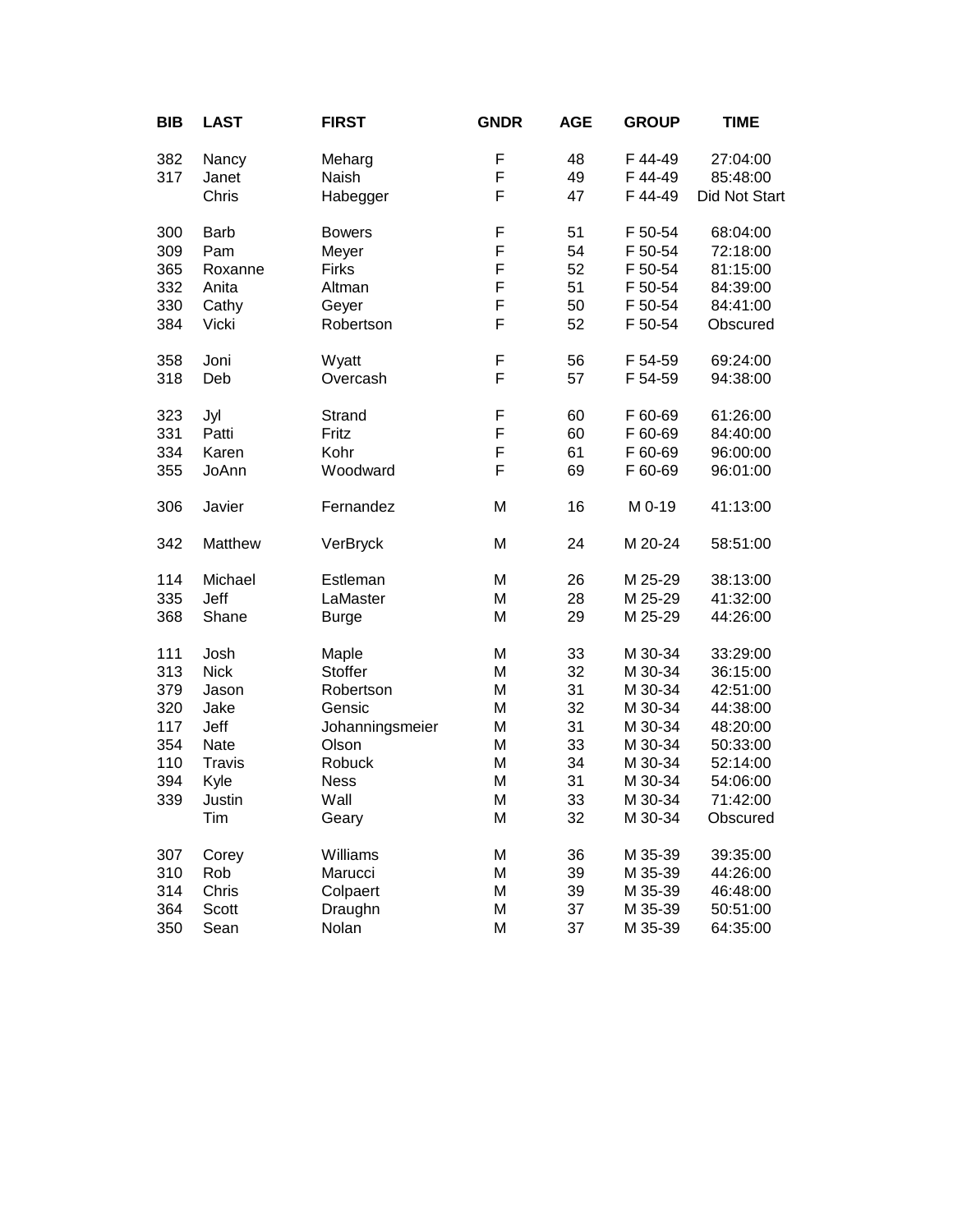| BIB | LAST | FIRST | GNDR | AGE | GROUP | TIME |
|---|---|---|---|---|---|---|
| 382 | Nancy | Meharg | F | 48 | F 44-49 | 27:04:00 |
| 317 | Janet | Naish | F | 49 | F 44-49 | 85:48:00 |
| | Chris | Habegger | F | 47 | F 44-49 | Did Not Start |
| 300 | Barb | Bowers | F | 51 | F 50-54 | 68:04:00 |
| 309 | Pam | Meyer | F | 54 | F 50-54 | 72:18:00 |
| 365 | Roxanne | Firks | F | 52 | F 50-54 | 81:15:00 |
| 332 | Anita | Altman | F | 51 | F 50-54 | 84:39:00 |
| 330 | Cathy | Geyer | F | 50 | F 50-54 | 84:41:00 |
| 384 | Vicki | Robertson | F | 52 | F 50-54 | Obscured |
| 358 | Joni | Wyatt | F | 56 | F 54-59 | 69:24:00 |
| 318 | Deb | Overcash | F | 57 | F 54-59 | 94:38:00 |
| 323 | Jyl | Strand | F | 60 | F 60-69 | 61:26:00 |
| 331 | Patti | Fritz | F | 60 | F 60-69 | 84:40:00 |
| 334 | Karen | Kohr | F | 61 | F 60-69 | 96:00:00 |
| 355 | JoAnn | Woodward | F | 69 | F 60-69 | 96:01:00 |
| 306 | Javier | Fernandez | M | 16 | M 0-19 | 41:13:00 |
| 342 | Matthew | VerBryck | M | 24 | M 20-24 | 58:51:00 |
| 114 | Michael | Estleman | M | 26 | M 25-29 | 38:13:00 |
| 335 | Jeff | LaMaster | M | 28 | M 25-29 | 41:32:00 |
| 368 | Shane | Burge | M | 29 | M 25-29 | 44:26:00 |
| 111 | Josh | Maple | M | 33 | M 30-34 | 33:29:00 |
| 313 | Nick | Stoffer | M | 32 | M 30-34 | 36:15:00 |
| 379 | Jason | Robertson | M | 31 | M 30-34 | 42:51:00 |
| 320 | Jake | Gensic | M | 32 | M 30-34 | 44:38:00 |
| 117 | Jeff | Johanningsmeier | M | 31 | M 30-34 | 48:20:00 |
| 354 | Nate | Olson | M | 33 | M 30-34 | 50:33:00 |
| 110 | Travis | Robuck | M | 34 | M 30-34 | 52:14:00 |
| 394 | Kyle | Ness | M | 31 | M 30-34 | 54:06:00 |
| 339 | Justin | Wall | M | 33 | M 30-34 | 71:42:00 |
| | Tim | Geary | M | 32 | M 30-34 | Obscured |
| 307 | Corey | Williams | M | 36 | M 35-39 | 39:35:00 |
| 310 | Rob | Marucci | M | 39 | M 35-39 | 44:26:00 |
| 314 | Chris | Colpaert | M | 39 | M 35-39 | 46:48:00 |
| 364 | Scott | Draughn | M | 37 | M 35-39 | 50:51:00 |
| 350 | Sean | Nolan | M | 37 | M 35-39 | 64:35:00 |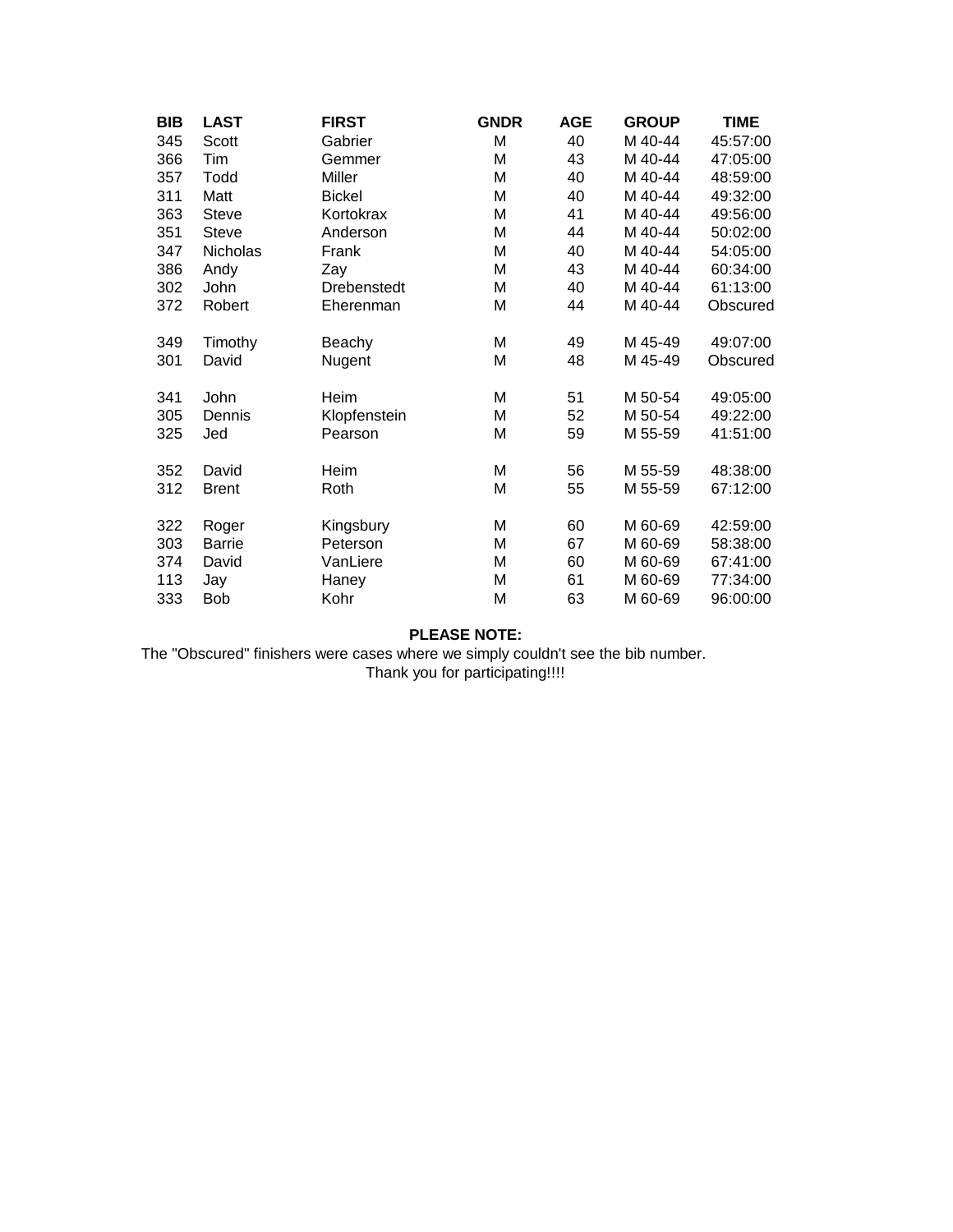| BIB | LAST | FIRST | GNDR | AGE | GROUP | TIME |
|---|---|---|---|---|---|---|
| 345 | Scott | Gabrier | M | 40 | M 40-44 | 45:57:00 |
| 366 | Tim | Gemmer | M | 43 | M 40-44 | 47:05:00 |
| 357 | Todd | Miller | M | 40 | M 40-44 | 48:59:00 |
| 311 | Matt | Bickel | M | 40 | M 40-44 | 49:32:00 |
| 363 | Steve | Kortokrax | M | 41 | M 40-44 | 49:56:00 |
| 351 | Steve | Anderson | M | 44 | M 40-44 | 50:02:00 |
| 347 | Nicholas | Frank | M | 40 | M 40-44 | 54:05:00 |
| 386 | Andy | Zay | M | 43 | M 40-44 | 60:34:00 |
| 302 | John | Drebenstedt | M | 40 | M 40-44 | 61:13:00 |
| 372 | Robert | Eherenman | M | 44 | M 40-44 | Obscured |
| | | | | | | |
| 349 | Timothy | Beachy | M | 49 | M 45-49 | 49:07:00 |
| 301 | David | Nugent | M | 48 | M 45-49 | Obscured |
| | | | | | | |
| 341 | John | Heim | M | 51 | M 50-54 | 49:05:00 |
| 305 | Dennis | Klopfenstein | M | 52 | M 50-54 | 49:22:00 |
| 325 | Jed | Pearson | M | 59 | M 55-59 | 41:51:00 |
| | | | | | | |
| 352 | David | Heim | M | 56 | M 55-59 | 48:38:00 |
| 312 | Brent | Roth | M | 55 | M 55-59 | 67:12:00 |
| | | | | | | |
| 322 | Roger | Kingsbury | M | 60 | M 60-69 | 42:59:00 |
| 303 | Barrie | Peterson | M | 67 | M 60-69 | 58:38:00 |
| 374 | David | VanLiere | M | 60 | M 60-69 | 67:41:00 |
| 113 | Jay | Haney | M | 61 | M 60-69 | 77:34:00 |
| 333 | Bob | Kohr | M | 63 | M 60-69 | 96:00:00 |

**PLEASE NOTE:**

The "Obscured" finishers were cases where we simply couldn't see the bib number.

Thank you for participating!!!!